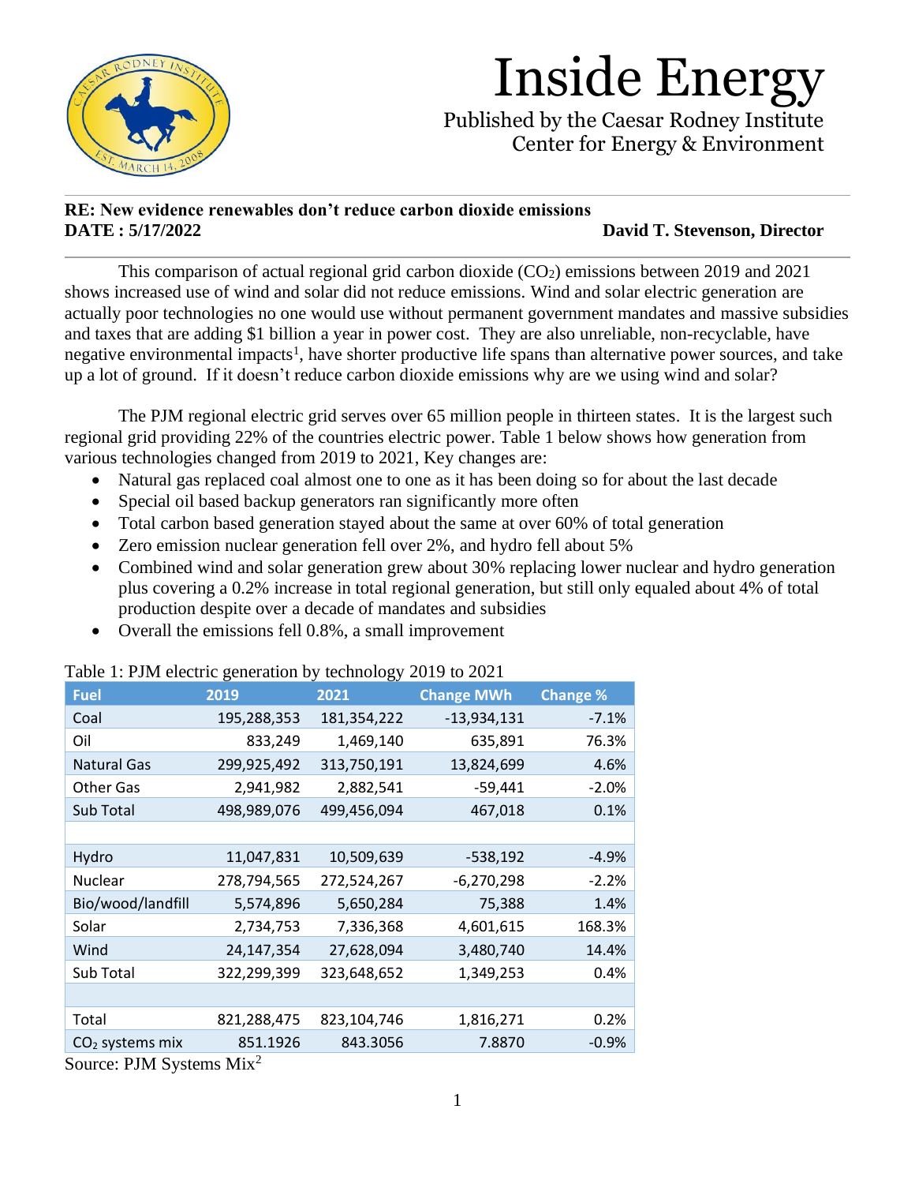# Inside Energy

Published by the Caesar Rodney Institute
Center for Energy & Environment

**RE: New evidence renewables don't reduce carbon dioxide emissions**
**DATE : 5/17/2022** **David T. Stevenson, Director**

This comparison of actual regional grid carbon dioxide ($CO_2$) emissions between 2019 and 2021 shows increased use of wind and solar did not reduce emissions. Wind and solar electric generation are actually poor technologies no one would use without permanent government mandates and massive subsidies and taxes that are adding $1 billion a year in power cost. They are also unreliable, non-recyclable, have negative environmental impacts[1], have shorter productive life spans than alternative power sources, and take up a lot of ground. If it doesn't reduce carbon dioxide emissions why are we using wind and solar?

The PJM regional electric grid serves over 65 million people in thirteen states. It is the largest such regional grid providing 22% of the countries electric power. Table 1 below shows how generation from various technologies changed from 2019 to 2021, Key changes are:

- Natural gas replaced coal almost one to one as it has been doing so for about the last decade
- Special oil based backup generators ran significantly more often
- Total carbon based generation stayed about the same at over 60% of total generation
- Zero emission nuclear generation fell over 2%, and hydro fell about 5%
- Combined wind and solar generation grew about 30% replacing lower nuclear and hydro generation plus covering a 0.2% increase in total regional generation, but still only equaled about 4% of total production despite over a decade of mandates and subsidies
- Overall the emissions fell 0.8%, a small improvement

Table 1: PJM electric generation by technology 2019 to 2021

| Fuel | 2019 | 2021 | Change MWh | Change % |
|---|---|---|---|---|
| Coal | 195,288,353 | 181,354,222 | -13,934,131 | -7.1% |
| Oil | 833,249 | 1,469,140 | 635,891 | 76.3% |
| Natural Gas | 299,925,492 | 313,750,191 | 13,824,699 | 4.6% |
| Other Gas | 2,941,982 | 2,882,541 | -59,441 | -2.0% |
| Sub Total | 498,989,076 | 499,456,094 | 467,018 | 0.1% |
| | | | | |
| Hydro | 11,047,831 | 10,509,639 | -538,192 | -4.9% |
| Nuclear | 278,794,565 | 272,524,267 | -6,270,298 | -2.2% |
| Bio/wood/landfill | 5,574,896 | 5,650,284 | 75,388 | 1.4% |
| Solar | 2,734,753 | 7,336,368 | 4,601,615 | 168.3% |
| Wind | 24,147,354 | 27,628,094 | 3,480,740 | 14.4% |
| Sub Total | 322,299,399 | 323,648,652 | 1,349,253 | 0.4% |
| | | | | |
| Total | 821,288,475 | 823,104,746 | 1,816,271 | 0.2% |
| $CO_2$ systems mix | 851.1926 | 843.3056 | 7.8870 | -0.9% |

Source: PJM Systems Mix[2]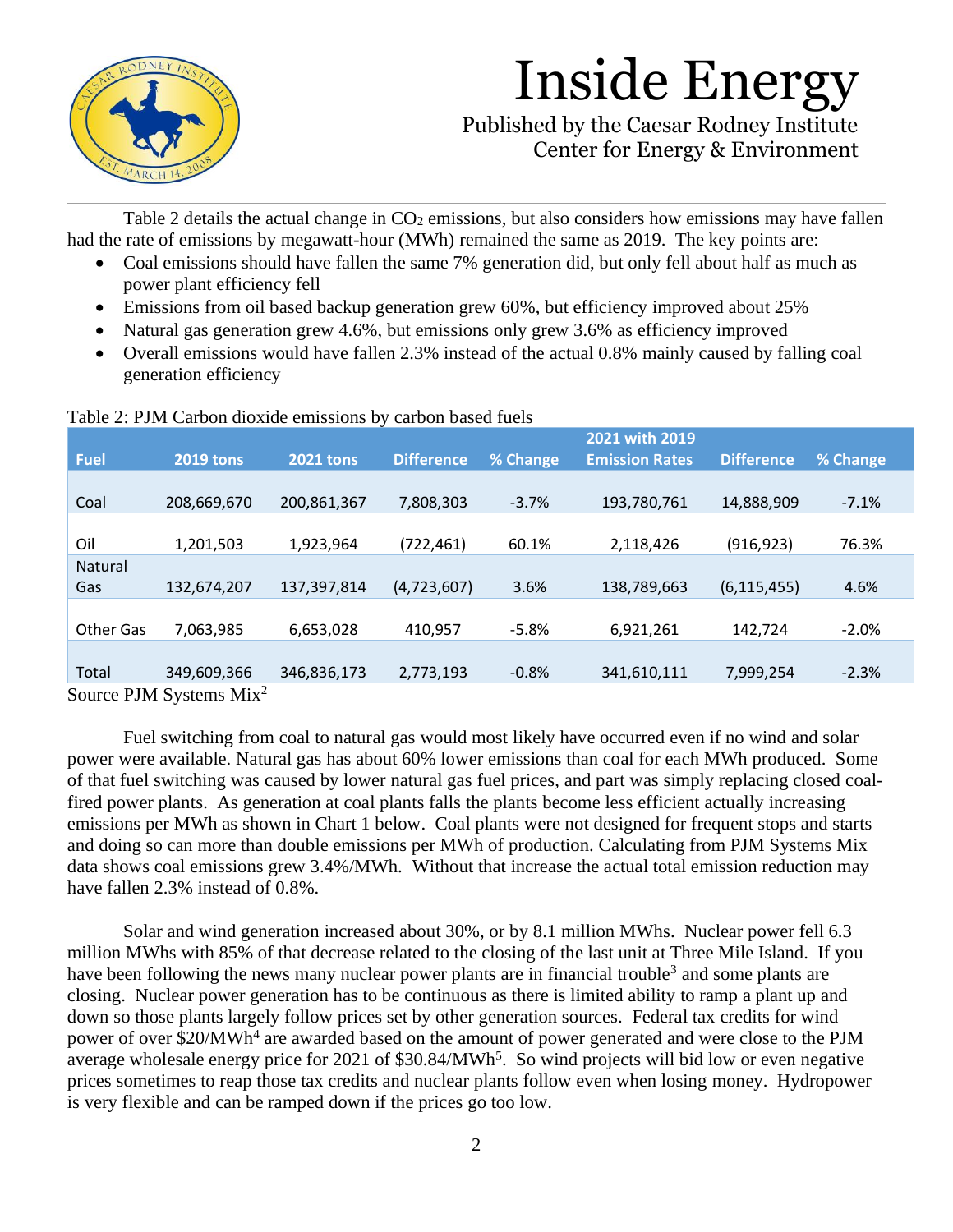Table 2 details the actual change in $CO_2$ emissions, but also considers how emissions may have fallen had the rate of emissions by megawatt-hour (MWh) remained the same as 2019. The key points are:

- Coal emissions should have fallen the same 7% generation did, but only fell about half as much as power plant efficiency fell
- Emissions from oil based backup generation grew 60%, but efficiency improved about 25%
- Natural gas generation grew 4.6%, but emissions only grew 3.6% as efficiency improved
- Overall emissions would have fallen 2.3% instead of the actual 0.8% mainly caused by falling coal generation efficiency

Table 2: PJM Carbon dioxide emissions by carbon based fuels

| Fuel | 2019 tons | 2021 tons | Difference | % Change | 2021 with 2019 Emission Rates | Difference | % Change |
|---|---|---|---|---|---|---|---|
| Coal | 208,669,670 | 200,861,367 | 7,808,303 | -3.7% | 193,780,761 | 14,888,909 | -7.1% |
| Oil | 1,201,503 | 1,923,964 | (722,461) | 60.1% | 2,118,426 | (916,923) | 76.3% |
| Natural Gas | 132,674,207 | 137,397,814 | (4,723,607) | 3.6% | 138,789,663 | (6,115,455) | 4.6% |
| Other Gas | 7,063,985 | 6,653,028 | 410,957 | -5.8% | 6,921,261 | 142,724 | -2.0% |
| Total | 349,609,366 | 346,836,173 | 2,773,193 | -0.8% | 341,610,111 | 7,999,254 | -2.3% |

Source PJM Systems Mix[2]

Fuel switching from coal to natural gas would most likely have occurred even if no wind and solar power were available. Natural gas has about 60% lower emissions than coal for each MWh produced. Some of that fuel switching was caused by lower natural gas fuel prices, and part was simply replacing closed coal-fired power plants. As generation at coal plants falls the plants become less efficient actually increasing emissions per MWh as shown in Chart 1 below. Coal plants were not designed for frequent stops and starts and doing so can more than double emissions per MWh of production. Calculating from PJM Systems Mix data shows coal emissions grew 3.4%/MWh. Without that increase the actual total emission reduction may have fallen 2.3% instead of 0.8%.

Solar and wind generation increased about 30%, or by 8.1 million MWhs. Nuclear power fell 6.3 million MWhs with 85% of that decrease related to the closing of the last unit at Three Mile Island. If you have been following the news many nuclear power plants are in financial trouble[3] and some plants are closing. Nuclear power generation has to be continuous as there is limited ability to ramp a plant up and down so those plants largely follow prices set by other generation sources. Federal tax credits for wind power of over $20/MWh[4] are awarded based on the amount of power generated and were close to the PJM average wholesale energy price for 2021 of $30.84/MWh[5]. So wind projects will bid low or even negative prices sometimes to reap those tax credits and nuclear plants follow even when losing money. Hydropower is very flexible and can be ramped down if the prices go too low.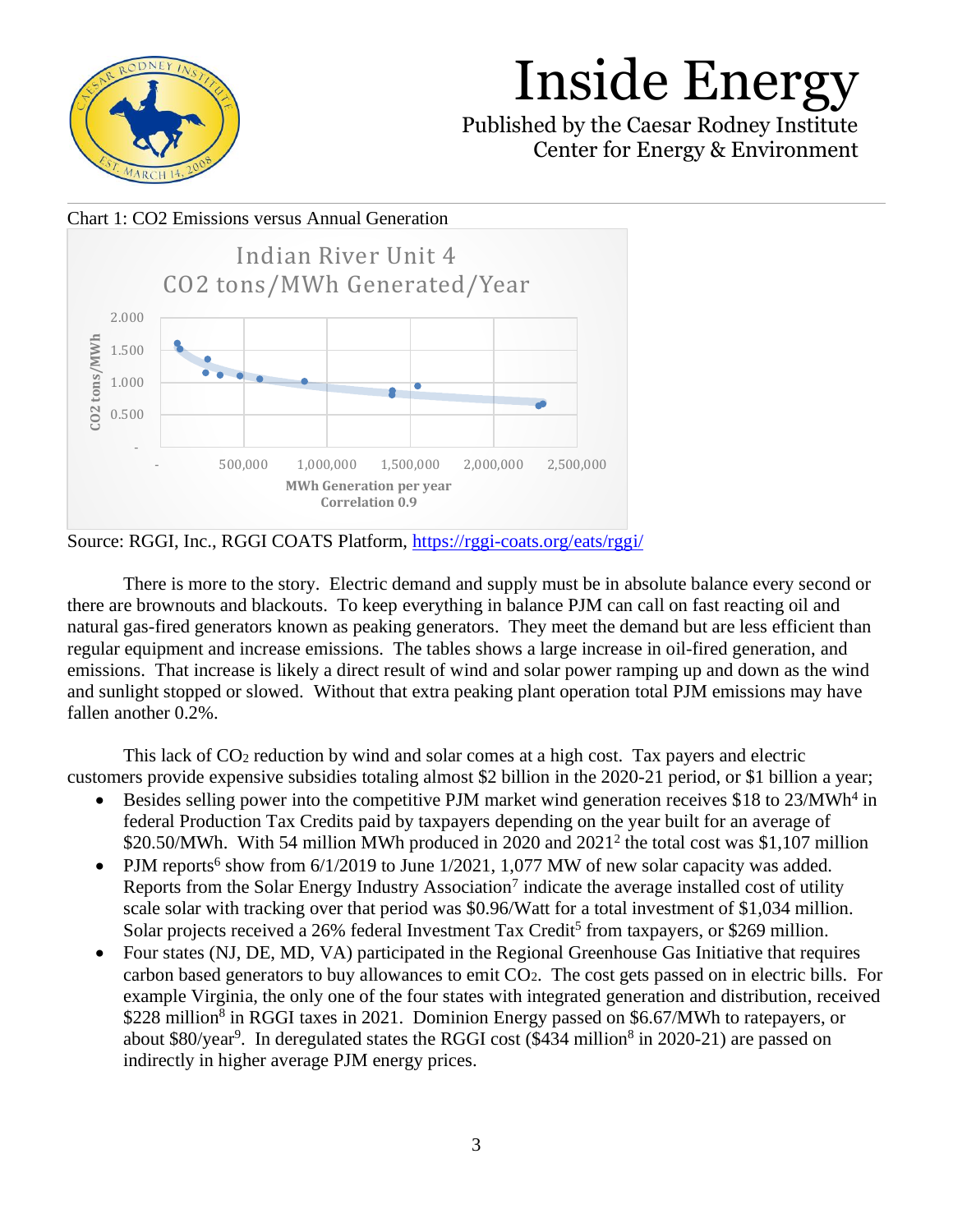Inside Energy

Published by the Caesar Rodney Institute Center for Energy & Environment

Chart 1: CO2 Emissions versus Annual Generation

Source: RGGI, Inc., RGGI COATS Platform, https://rggi-coats.org/eats/rggi/

There is more to the story. Electric demand and supply must be in absolute balance every second or there are brownouts and blackouts. To keep everything in balance PJM can call on fast reacting oil and natural gas-fired generators known as peaking generators. They meet the demand but are less efficient than regular equipment and increase emissions. The tables shows a large increase in oil-fired generation, and emissions. That increase is likely a direct result of wind and solar power ramping up and down as the wind and sunlight stopped or slowed. Without that extra peaking plant operation total PJM emissions may have fallen another 0.2%.

This lack of $CO_2$ reduction by wind and solar comes at a high cost. Tax payers and electric customers provide expensive subsidies totaling almost $2 billion in the 2020-21 period, or $1 billion a year;

- Besides selling power into the competitive PJM market wind generation receives $18 to 23/MWh[4] in federal Production Tax Credits paid by taxpayers depending on the year built for an average of $20.50/MWh. With 54 million MWh produced in 2020 and 2021[2] the total cost was $1,107 million
- PJM reports[6] show from 6/1/2019 to June 1/2021, 1,077 MW of new solar capacity was added. Reports from the Solar Energy Industry Association[7] indicate the average installed cost of utility scale solar with tracking over that period was $0.96/Watt for a total investment of $1,034 million. Solar projects received a 26% federal Investment Tax Credit[5] from taxpayers, or $269 million.
- Four states (NJ, DE, MD, VA) participated in the Regional Greenhouse Gas Initiative that requires carbon based generators to buy allowances to emit $CO_2$. The cost gets passed on in electric bills. For example Virginia, the only one of the four states with integrated generation and distribution, received $228 million[8] in RGGI taxes in 2021. Dominion Energy passed on $6.67/MWh to ratepayers, or about $80/year[9]. In deregulated states the RGGI cost ($434 million[8] in 2020-21) are passed on indirectly in higher average PJM energy prices.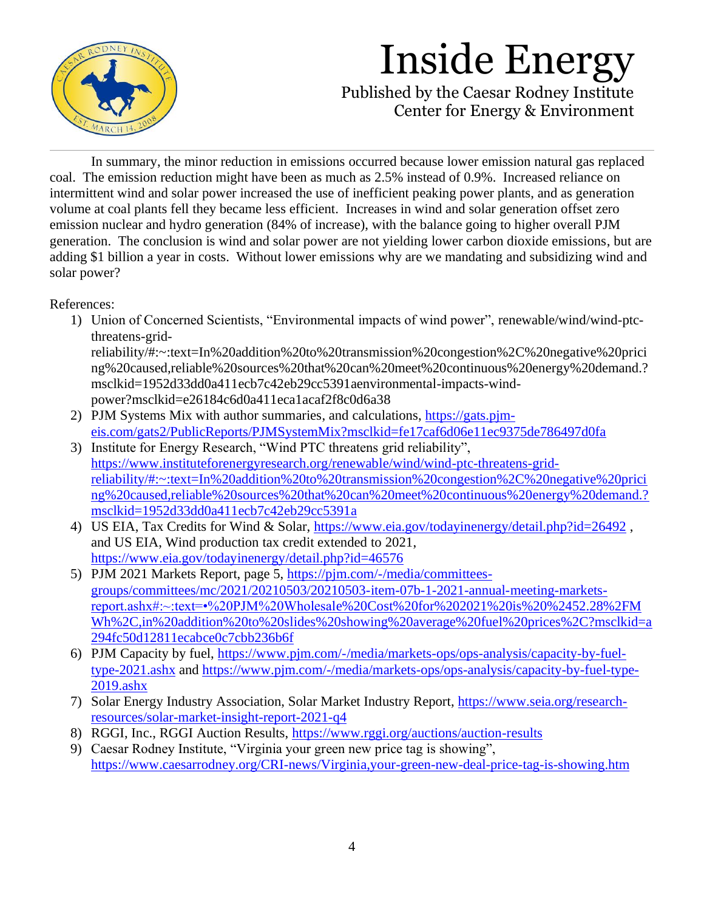In summary, the minor reduction in emissions occurred because lower emission natural gas replaced coal. The emission reduction might have been as much as 2.5% instead of 0.9%. Increased reliance on intermittent wind and solar power increased the use of inefficient peaking power plants, and as generation volume at coal plants fell they became less efficient. Increases in wind and solar generation offset zero emission nuclear and hydro generation (84% of increase), with the balance going to higher overall PJM generation. The conclusion is wind and solar power are not yielding lower carbon dioxide emissions, but are adding $1 billion a year in costs. Without lower emissions why are we mandating and subsidizing wind and solar power?

References:

1) Union of Concerned Scientists, "Environmental impacts of wind power", renewable/wind/wind-ptc-threatens-grid-reliability/#:~:text=In%20addition%20to%20transmission%20congestion%2C%20negative%20pricing%20caused,reliable%20sources%20that%20can%20meet%20continuous%20energy%20demand.?msclkid=1952d33dd0a411ecb7c42eb29cc5391aenvironmental-impacts-wind-power?msclkid=e26184c6d0a411eca1acaf2f8c0d6a38
2) PJM Systems Mix with author summaries, and calculations, https://gats.pjm-eis.com/gats2/PublicReports/PJMSystemMix?msclkid=fe17caf6d06e11ec9375de786497d0fa
3) Institute for Energy Research, "Wind PTC threatens grid reliability", https://www.instituteforenergyresearch.org/renewable/wind/wind-ptc-threatens-grid-reliability/#:~:text=In%20addition%20to%20transmission%20congestion%2C%20negative%20pricing%20caused,reliable%20sources%20that%20can%20meet%20continuous%20energy%20demand.?msclkid=1952d33dd0a411ecb7c42eb29cc5391a
4) US EIA, Tax Credits for Wind & Solar, https://www.eia.gov/todayinenergy/detail.php?id=26492 , and US EIA, Wind production tax credit extended to 2021, https://www.eia.gov/todayinenergy/detail.php?id=46576
5) PJM 2021 Markets Report, page 5, https://pjm.com/-/media/committees-groups/committees/mc/2021/20210503/20210503-item-07b-1-2021-annual-meeting-markets-report.ashx#:~:text=•%20PJM%20Wholesale%20Cost%20for%202021%20is%20%2452.28%2FMWh%2C,in%20addition%20to%20slides%20showing%20average%20fuel%20prices%2C?msclkid=a294fc50d12811ecabce0c7cbb236b6f
6) PJM Capacity by fuel, https://www.pjm.com/-/media/markets-ops/ops-analysis/capacity-by-fuel-type-2021.ashx and https://www.pjm.com/-/media/markets-ops/ops-analysis/capacity-by-fuel-type-2019.ashx
7) Solar Energy Industry Association, Solar Market Industry Report, https://www.seia.org/research-resources/solar-market-insight-report-2021-q4
8) RGGI, Inc., RGGI Auction Results, https://www.rggi.org/auctions/auction-results
9) Caesar Rodney Institute, "Virginia your green new price tag is showing", https://www.caesarrodney.org/CRI-news/Virginia,your-green-new-deal-price-tag-is-showing.htm